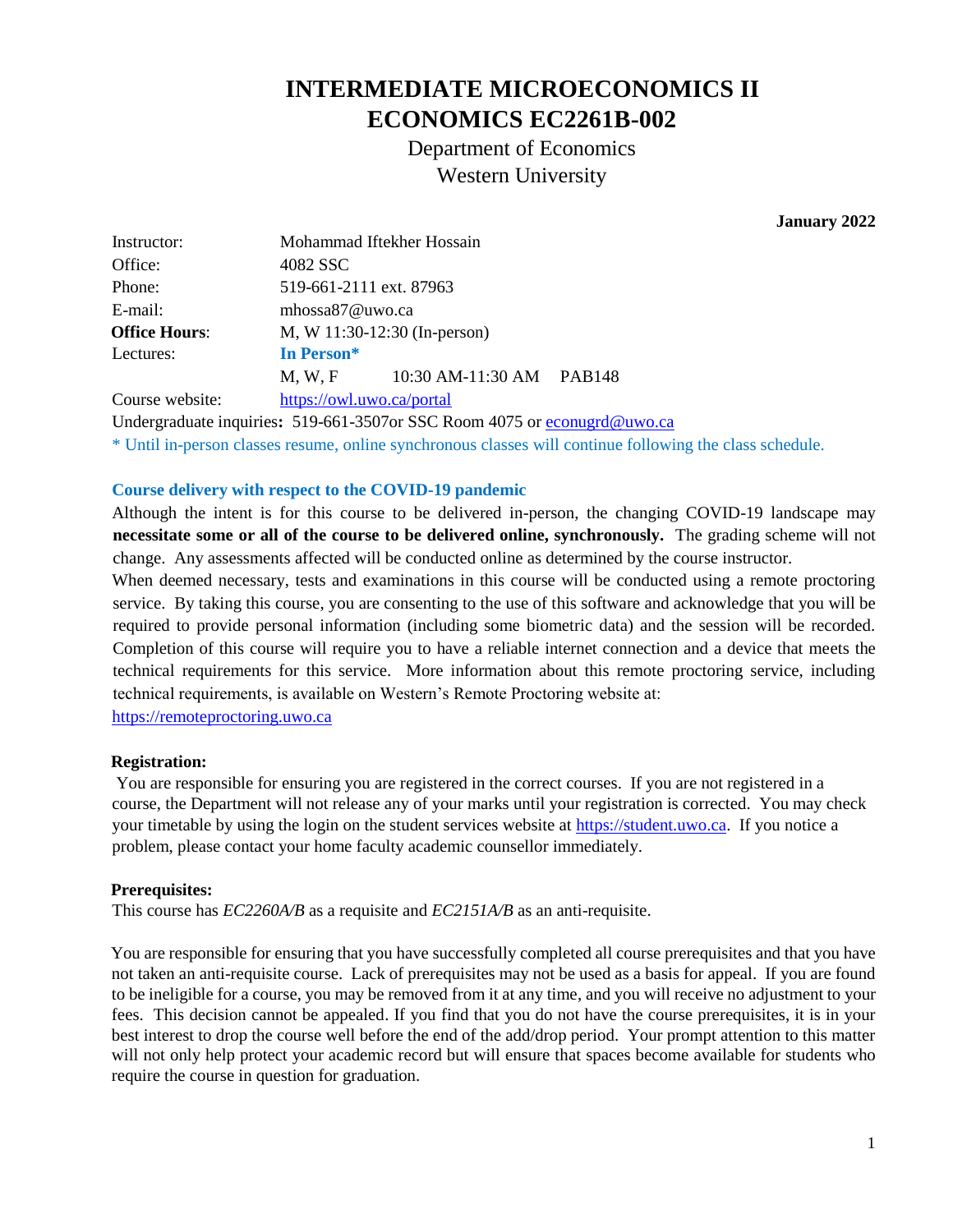# INTERMEDIATE MICROECONOMICS II
# ECONOMICS EC2261B-002

Department of Economics
Western University

**January 2022**

| | |
|---|---|
| Instructor: | Mohammad Iftekher Hossain |
| Office: | 4082 SSC |
| Phone: | 519-661-2111 ext. 87963 |
| E-mail: | mhossa87@uwo.ca |
| **Office Hours**: | M, W 11:30-12:30 (In-person) |
| Lectures: | **In Person*** |
| | M, W, F 10:30 AM-11:30 AM PAB148 |
| Course website: | https://owl.uwo.ca/portal |

Undergraduate inquiries**:** 519-661-3507or SSC Room 4075 or econugrd@uwo.ca

* Until in-person classes resume, online synchronous classes will continue following the class schedule.

**Course delivery with respect to the COVID-19 pandemic**

Although the intent is for this course to be delivered in-person, the changing COVID-19 landscape may **necessitate some or all of the course to be delivered online, synchronously.** The grading scheme will not change. Any assessments affected will be conducted online as determined by the course instructor.

When deemed necessary, tests and examinations in this course will be conducted using a remote proctoring service. By taking this course, you are consenting to the use of this software and acknowledge that you will be required to provide personal information (including some biometric data) and the session will be recorded. Completion of this course will require you to have a reliable internet connection and a device that meets the technical requirements for this service. More information about this remote proctoring service, including technical requirements, is available on Western's Remote Proctoring website at: https://remoteproctoring.uwo.ca

**Registration:**

You are responsible for ensuring you are registered in the correct courses. If you are not registered in a course, the Department will not release any of your marks until your registration is corrected. You may check your timetable by using the login on the student services website at https://student.uwo.ca. If you notice a problem, please contact your home faculty academic counsellor immediately.

**Prerequisites:**

This course has *EC2260A/B* as a requisite and *EC2151A/B* as an anti-requisite.

You are responsible for ensuring that you have successfully completed all course prerequisites and that you have not taken an anti-requisite course. Lack of prerequisites may not be used as a basis for appeal. If you are found to be ineligible for a course, you may be removed from it at any time, and you will receive no adjustment to your fees. This decision cannot be appealed. If you find that you do not have the course prerequisites, it is in your best interest to drop the course well before the end of the add/drop period. Your prompt attention to this matter will not only help protect your academic record but will ensure that spaces become available for students who require the course in question for graduation.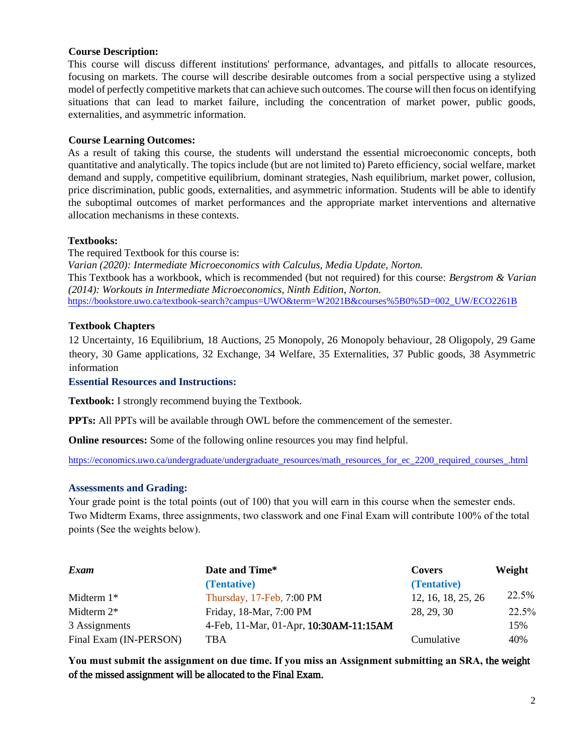**Course Description:**

This course will discuss different institutions' performance, advantages, and pitfalls to allocate resources, focusing on markets. The course will describe desirable outcomes from a social perspective using a stylized model of perfectly competitive markets that can achieve such outcomes. The course will then focus on identifying situations that can lead to market failure, including the concentration of market power, public goods, externalities, and asymmetric information.

**Course Learning Outcomes:**

As a result of taking this course, the students will understand the essential microeconomic concepts, both quantitative and analytically. The topics include (but are not limited to) Pareto efficiency, social welfare, market demand and supply, competitive equilibrium, dominant strategies, Nash equilibrium, market power, collusion, price discrimination, public goods, externalities, and asymmetric information. Students will be able to identify the suboptimal outcomes of market performances and the appropriate market interventions and alternative allocation mechanisms in these contexts.

**Textbooks:**

The required Textbook for this course is:

*Varian (2020): Intermediate Microeconomics with Calculus, Media Update, Norton.*

This Textbook has a workbook, which is recommended (but not required) for this course: *Bergstrom & Varian (2014): Workouts in Intermediate Microeconomics, Ninth Edition, Norton.*

https://bookstore.uwo.ca/textbook-search?campus=UWO&term=W2021B&courses%5B0%5D=002_UW/ECO2261B

**Textbook Chapters**

12 Uncertainty, 16 Equilibrium, 18 Auctions, 25 Monopoly, 26 Monopoly behaviour, 28 Oligopoly, 29 Game theory, 30 Game applications, 32 Exchange, 34 Welfare, 35 Externalities, 37 Public goods, 38 Asymmetric information

**Essential Resources and Instructions:**

**Textbook:** I strongly recommend buying the Textbook.

**PPTs:** All PPTs will be available through OWL before the commencement of the semester.

**Online resources:** Some of the following online resources you may find helpful.

https://economics.uwo.ca/undergraduate/undergraduate_resources/math_resources_for_ec_2200_required_courses_.html

**Assessments and Grading:**

Your grade point is the total points (out of 100) that you will earn in this course when the semester ends. Two Midterm Exams, three assignments, two classwork and one Final Exam will contribute 100% of the total points (See the weights below).

| *Exam* | **Date and Time*** **(Tentative)** | **Covers** **(Tentative)** | **Weight** |
|---|---|---|---|
| Midterm 1* | Thursday, 17-Feb, 7:00 PM | 12, 16, 18, 25, 26 | 22.5% |
| Midterm 2* | Friday, 18-Mar, 7:00 PM | 28, 29, 30 | 22.5% |
| 3 Assignments | 4-Feb, 11-Mar, 01-Apr, **10:30AM-11:15AM** | | 15% |
| Final Exam (IN-PERSON) | TBA | Cumulative | 40% |

**You must submit the assignment on due time. If you miss an Assignment submitting an SRA, the weight of the missed assignment will be allocated to the Final Exam.**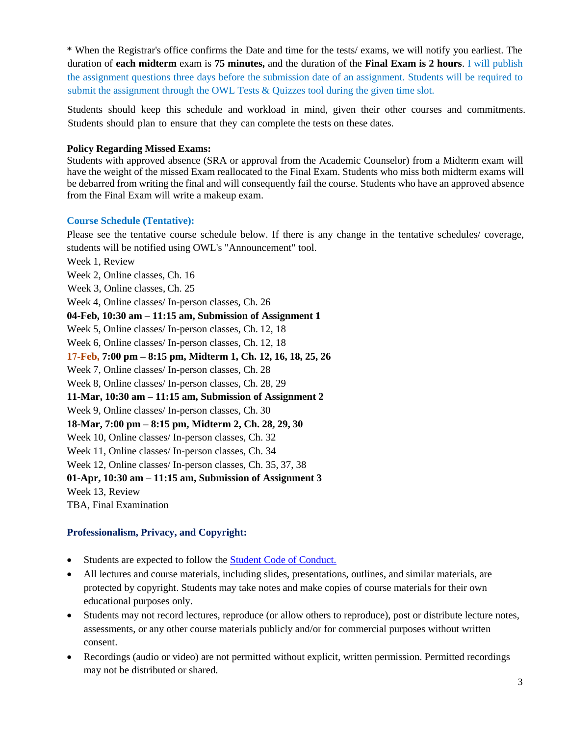* When the Registrar's office confirms the Date and time for the tests/ exams, we will notify you earliest. The duration of **each midterm** exam is **75 minutes,** and the duration of the **Final Exam is 2 hours**. I will publish the assignment questions three days before the submission date of an assignment. Students will be required to submit the assignment through the OWL Tests & Quizzes tool during the given time slot.

Students should keep this schedule and workload in mind, given their other courses and commitments. Students should plan to ensure that they can complete the tests on these dates.

**Policy Regarding Missed Exams:**
Students with approved absence (SRA or approval from the Academic Counselor) from a Midterm exam will have the weight of the missed Exam reallocated to the Final Exam. Students who miss both midterm exams will be debarred from writing the final and will consequently fail the course. Students who have an approved absence from the Final Exam will write a makeup exam.

### Course Schedule (Tentative):

Please see the tentative course schedule below. If there is any change in the tentative schedules/ coverage, students will be notified using OWL's "Announcement" tool.

Week 1, Review
Week 2, Online classes, Ch. 16
Week 3, Online classes, Ch. 25
Week 4, Online classes/ In-person classes, Ch. 26
**04-Feb, 10:30 am – 11:15 am, Submission of Assignment 1**
Week 5, Online classes/ In-person classes, Ch. 12, 18
Week 6, Online classes/ In-person classes, Ch. 12, 18
**17-Feb, 7:00 pm – 8:15 pm, Midterm 1, Ch. 12, 16, 18, 25, 26**
Week 7, Online classes/ In-person classes, Ch. 28
Week 8, Online classes/ In-person classes, Ch. 28, 29
**11-Mar, 10:30 am – 11:15 am, Submission of Assignment 2**
Week 9, Online classes/ In-person classes, Ch. 30
**18-Mar, 7:00 pm – 8:15 pm, Midterm 2, Ch. 28, 29, 30**
Week 10, Online classes/ In-person classes, Ch. 32
Week 11, Online classes/ In-person classes, Ch. 34
Week 12, Online classes/ In-person classes, Ch. 35, 37, 38
**01-Apr, 10:30 am – 11:15 am, Submission of Assignment 3**
Week 13, Review
TBA, Final Examination

### Professionalism, Privacy, and Copyright:

- Students are expected to follow the Student Code of Conduct.
- All lectures and course materials, including slides, presentations, outlines, and similar materials, are protected by copyright. Students may take notes and make copies of course materials for their own educational purposes only.
- Students may not record lectures, reproduce (or allow others to reproduce), post or distribute lecture notes, assessments, or any other course materials publicly and/or for commercial purposes without written consent.
- Recordings (audio or video) are not permitted without explicit, written permission. Permitted recordings may not be distributed or shared.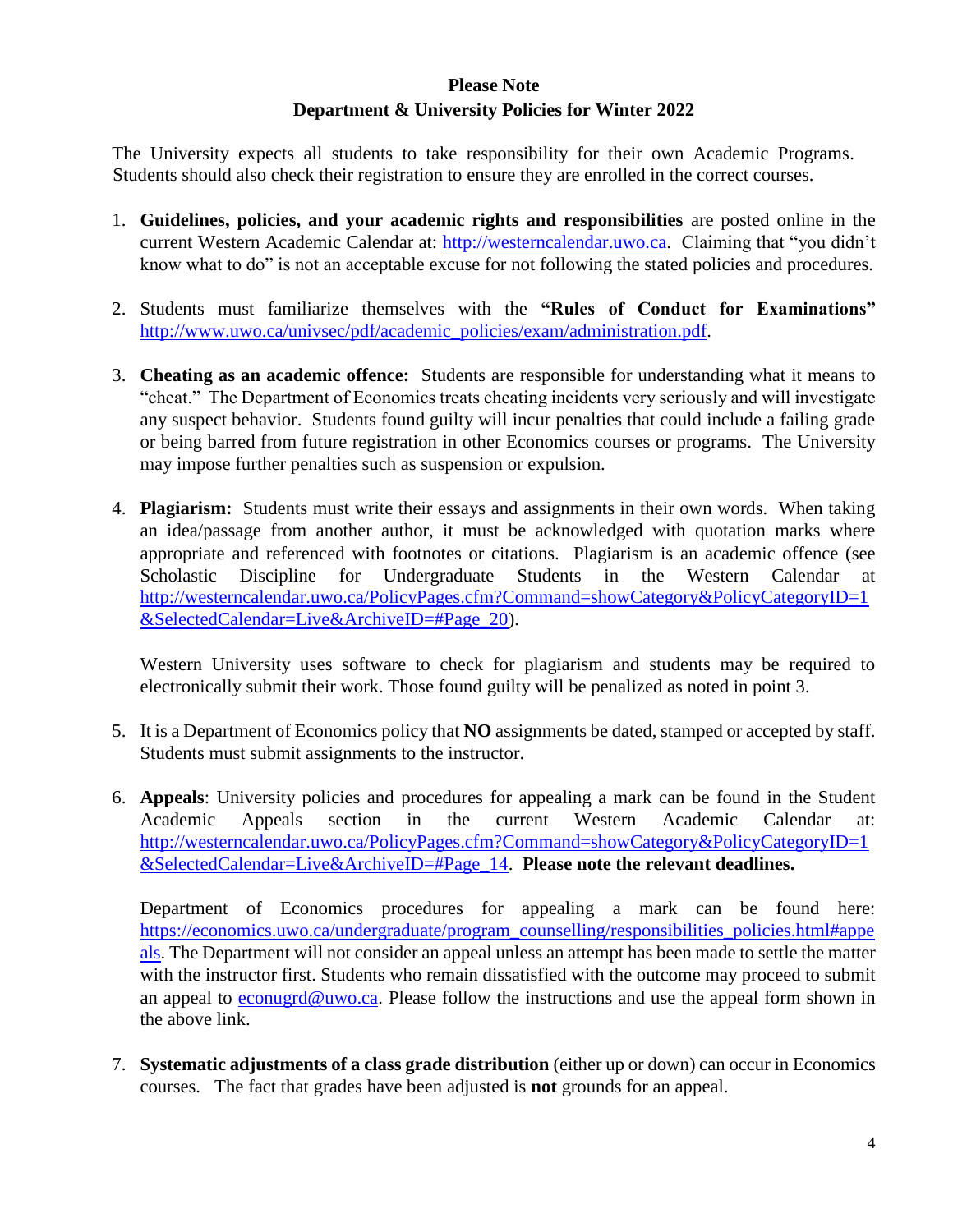**Please Note**

**Department & University Policies for Winter 2022**

The University expects all students to take responsibility for their own Academic Programs. Students should also check their registration to ensure they are enrolled in the correct courses.

1. **Guidelines, policies, and your academic rights and responsibilities** are posted online in the current Western Academic Calendar at: http://westerncalendar.uwo.ca. Claiming that "you didn't know what to do" is not an acceptable excuse for not following the stated policies and procedures.

2. Students must familiarize themselves with the **"Rules of Conduct for Examinations"** http://www.uwo.ca/univsec/pdf/academic_policies/exam/administration.pdf.

3. **Cheating as an academic offence:** Students are responsible for understanding what it means to "cheat." The Department of Economics treats cheating incidents very seriously and will investigate any suspect behavior. Students found guilty will incur penalties that could include a failing grade or being barred from future registration in other Economics courses or programs. The University may impose further penalties such as suspension or expulsion.

4. **Plagiarism:** Students must write their essays and assignments in their own words. When taking an idea/passage from another author, it must be acknowledged with quotation marks where appropriate and referenced with footnotes or citations. Plagiarism is an academic offence (see Scholastic Discipline for Undergraduate Students in the Western Calendar at http://westerncalendar.uwo.ca/PolicyPages.cfm?Command=showCategory&PolicyCategoryID=1&SelectedCalendar=Live&ArchiveID=#Page_20).

   Western University uses software to check for plagiarism and students may be required to electronically submit their work. Those found guilty will be penalized as noted in point 3.

5. It is a Department of Economics policy that **NO** assignments be dated, stamped or accepted by staff. Students must submit assignments to the instructor.

6. **Appeals**: University policies and procedures for appealing a mark can be found in the Student Academic Appeals section in the current Western Academic Calendar at: http://westerncalendar.uwo.ca/PolicyPages.cfm?Command=showCategory&PolicyCategoryID=1&SelectedCalendar=Live&ArchiveID=#Page_14. **Please note the relevant deadlines.**

   Department of Economics procedures for appealing a mark can be found here: https://economics.uwo.ca/undergraduate/program_counselling/responsibilities_policies.html#appeals. The Department will not consider an appeal unless an attempt has been made to settle the matter with the instructor first. Students who remain dissatisfied with the outcome may proceed to submit an appeal to econugrd@uwo.ca. Please follow the instructions and use the appeal form shown in the above link.

7. **Systematic adjustments of a class grade distribution** (either up or down) can occur in Economics courses. The fact that grades have been adjusted is **not** grounds for an appeal.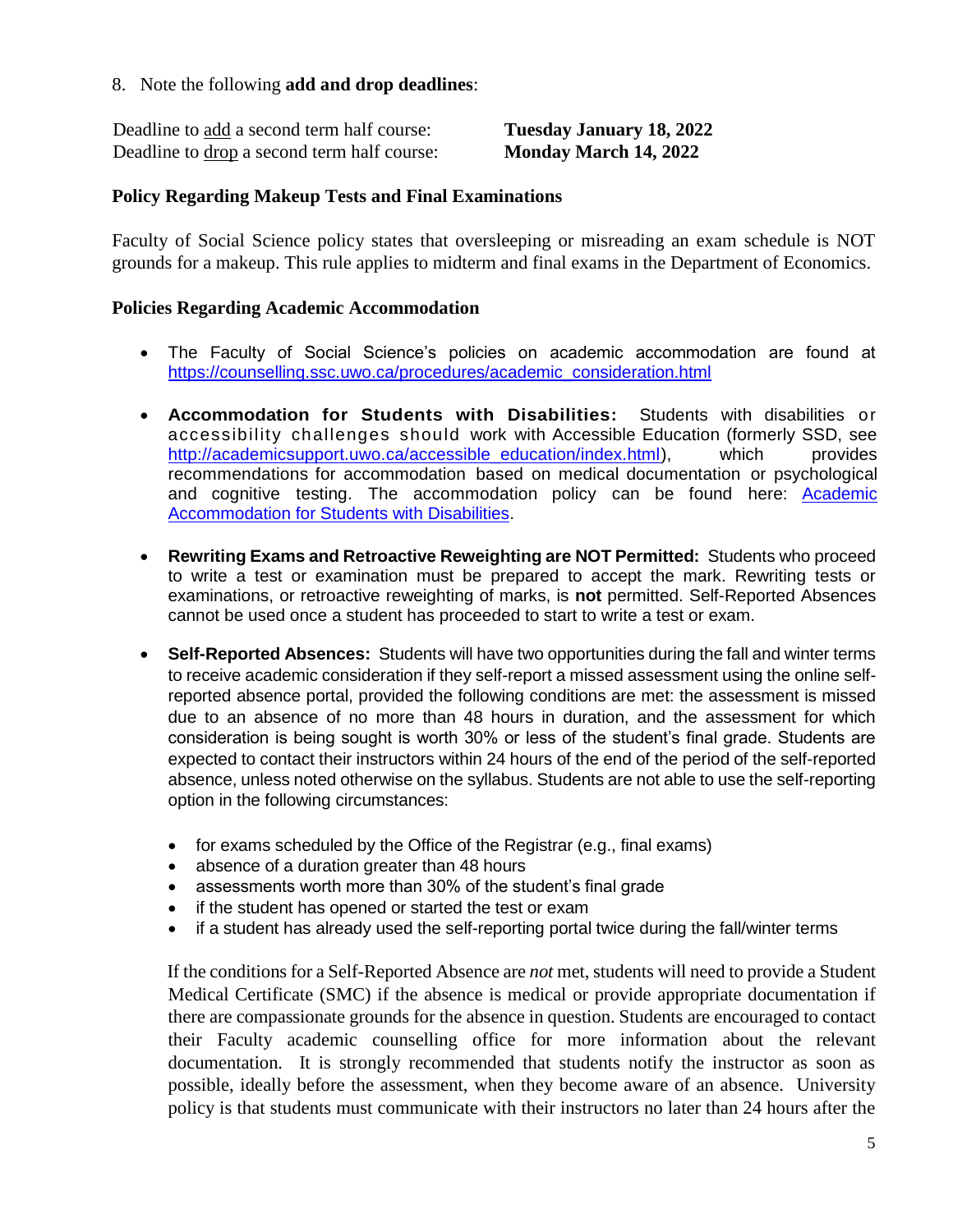8. Note the following **add and drop deadlines**:

| | |
|---|---|
| Deadline to <u>add</u> a second term half course: | **Tuesday January 18, 2022** |
| Deadline to <u>drop</u> a second term half course: | **Monday March 14, 2022** |

### Policy Regarding Makeup Tests and Final Examinations

Faculty of Social Science policy states that oversleeping or misreading an exam schedule is NOT grounds for a makeup. This rule applies to midterm and final exams in the Department of Economics.

### Policies Regarding Academic Accommodation

- The Faculty of Social Science's policies on academic accommodation are found at [https://counselling.ssc.uwo.ca/procedures/academic_consideration.html](https://counselling.ssc.uwo.ca/procedures/academic_consideration.html)

- **Accommodation for Students with Disabilities:** Students with disabilities or accessibility challenges should work with Accessible Education (formerly SSD, see [http://academicsupport.uwo.ca/accessible_education/index.html](http://academicsupport.uwo.ca/accessible_education/index.html)), which provides recommendations for accommodation based on medical documentation or psychological and cognitive testing. The accommodation policy can be found here: Academic Accommodation for Students with Disabilities.

- **Rewriting Exams and Retroactive Reweighting are NOT Permitted:** Students who proceed to write a test or examination must be prepared to accept the mark. Rewriting tests or examinations, or retroactive reweighting of marks, is **not** permitted. Self-Reported Absences cannot be used once a student has proceeded to start to write a test or exam.

- **Self-Reported Absences:** Students will have two opportunities during the fall and winter terms to receive academic consideration if they self-report a missed assessment using the online self-reported absence portal, provided the following conditions are met: the assessment is missed due to an absence of no more than 48 hours in duration, and the assessment for which consideration is being sought is worth 30% or less of the student's final grade. Students are expected to contact their instructors within 24 hours of the end of the period of the self-reported absence, unless noted otherwise on the syllabus. Students are not able to use the self-reporting option in the following circumstances:

  - for exams scheduled by the Office of the Registrar (e.g., final exams)
  - absence of a duration greater than 48 hours
  - assessments worth more than 30% of the student's final grade
  - if the student has opened or started the test or exam
  - if a student has already used the self-reporting portal twice during the fall/winter terms

  If the conditions for a Self-Reported Absence are *not* met, students will need to provide a Student Medical Certificate (SMC) if the absence is medical or provide appropriate documentation if there are compassionate grounds for the absence in question. Students are encouraged to contact their Faculty academic counselling office for more information about the relevant documentation. It is strongly recommended that students notify the instructor as soon as possible, ideally before the assessment, when they become aware of an absence. University policy is that students must communicate with their instructors no later than 24 hours after the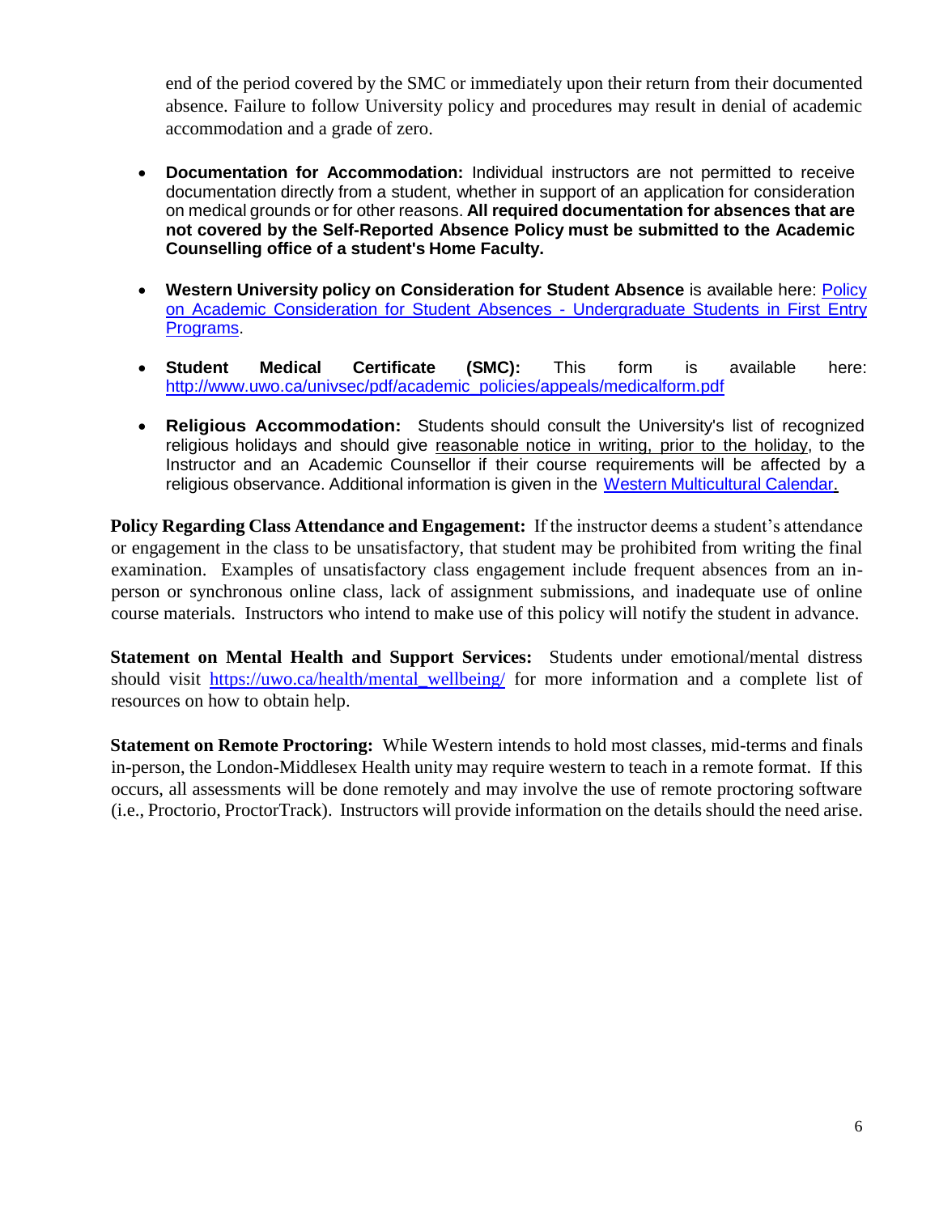end of the period covered by the SMC or immediately upon their return from their documented absence. Failure to follow University policy and procedures may result in denial of academic accommodation and a grade of zero.

- **Documentation for Accommodation:** Individual instructors are not permitted to receive documentation directly from a student, whether in support of an application for consideration on medical grounds or for other reasons. **All required documentation for absences that are not covered by the Self-Reported Absence Policy must be submitted to the Academic Counselling office of a student's Home Faculty.**

- **Western University policy on Consideration for Student Absence** is available here: [Policy on Academic Consideration for Student Absences - Undergraduate Students in First Entry Programs](#).

- **Student Medical Certificate (SMC):** This form is available here: http://www.uwo.ca/univsec/pdf/academic_policies/appeals/medicalform.pdf

- **Religious Accommodation:** Students should consult the University's list of recognized religious holidays and should give reasonable notice in writing, prior to the holiday, to the Instructor and an Academic Counsellor if their course requirements will be affected by a religious observance. Additional information is given in the [Western Multicultural Calendar](#).

**Policy Regarding Class Attendance and Engagement:** If the instructor deems a student's attendance or engagement in the class to be unsatisfactory, that student may be prohibited from writing the final examination. Examples of unsatisfactory class engagement include frequent absences from an in-person or synchronous online class, lack of assignment submissions, and inadequate use of online course materials. Instructors who intend to make use of this policy will notify the student in advance.

**Statement on Mental Health and Support Services:** Students under emotional/mental distress should visit https://uwo.ca/health/mental_wellbeing/ for more information and a complete list of resources on how to obtain help.

**Statement on Remote Proctoring:** While Western intends to hold most classes, mid-terms and finals in-person, the London-Middlesex Health unity may require western to teach in a remote format. If this occurs, all assessments will be done remotely and may involve the use of remote proctoring software (i.e., Proctorio, ProctorTrack). Instructors will provide information on the details should the need arise.